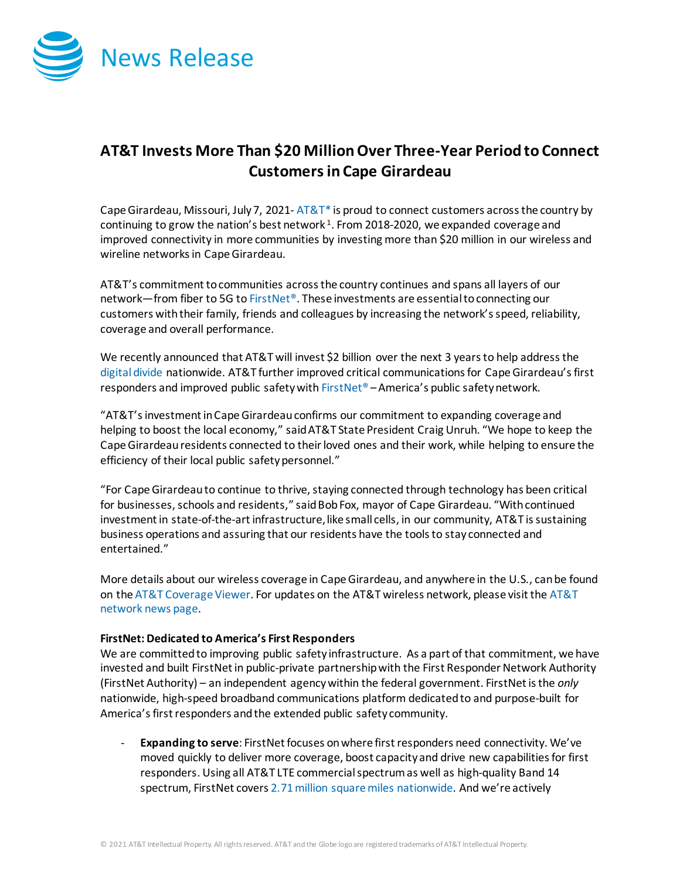# News Release

## AT&T Invests More Than $20 Million Over Three-Year Period to Connect Customers in Cape Girardeau

Cape Girardeau, Missouri, July 7, 2021- AT&T* is proud to connect customers across the country by continuing to grow the nation's best network[1]. From 2018-2020, we expanded coverage and improved connectivity in more communities by investing more than $20 million in our wireless and wireline networks in Cape Girardeau.

AT&T's commitment to communities across the country continues and spans all layers of our network—from fiber to 5G to FirstNet®. These investments are essential to connecting our customers with their family, friends and colleagues by increasing the network's speed, reliability, coverage and overall performance.

We recently announced that AT&T will invest $2 billion over the next 3 years to help address the digital divide nationwide. AT&T further improved critical communications for Cape Girardeau's first responders and improved public safety with FirstNet® – America's public safety network.

"AT&T's investment in Cape Girardeau confirms our commitment to expanding coverage and helping to boost the local economy," said AT&T State President Craig Unruh. "We hope to keep the Cape Girardeau residents connected to their loved ones and their work, while helping to ensure the efficiency of their local public safety personnel."

"For Cape Girardeau to continue to thrive, staying connected through technology has been critical for businesses, schools and residents," said Bob Fox, mayor of Cape Girardeau. "With continued investment in state-of-the-art infrastructure, like small cells, in our community, AT&T is sustaining business operations and assuring that our residents have the tools to stay connected and entertained."

More details about our wireless coverage in Cape Girardeau, and anywhere in the U.S., can be found on the AT&T Coverage Viewer. For updates on the AT&T wireless network, please visit the AT&T network news page.

**FirstNet: Dedicated to America's First Responders**

We are committed to improving public safety infrastructure. As a part of that commitment, we have invested and built FirstNet in public-private partnership with the First Responder Network Authority (FirstNet Authority) – an independent agency within the federal government. FirstNet is the *only* nationwide, high-speed broadband communications platform dedicated to and purpose-built for America's first responders and the extended public safety community.

- **Expanding to serve**: FirstNet focuses on where first responders need connectivity. We've moved quickly to deliver more coverage, boost capacity and drive new capabilities for first responders. Using all AT&T LTE commercial spectrum as well as high-quality Band 14 spectrum, FirstNet covers 2.71 million square miles nationwide. And we're actively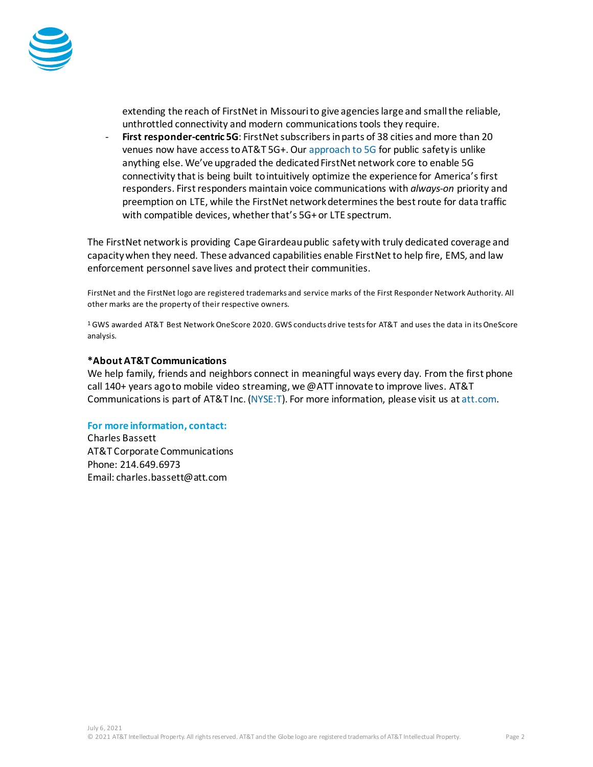extending the reach of FirstNet in Missouri to give agencies large and small the reliable, unthrottled connectivity and modern communications tools they require.

- **First responder-centric 5G**: FirstNet subscribers in parts of 38 cities and more than 20 venues now have access to AT&T 5G+. Our approach to 5G for public safety is unlike anything else. We've upgraded the dedicated FirstNet network core to enable 5G connectivity that is being built to intuitively optimize the experience for America's first responders. First responders maintain voice communications with *always-on* priority and preemption on LTE, while the FirstNet network determines the best route for data traffic with compatible devices, whether that's 5G+ or LTE spectrum.

The FirstNet network is providing Cape Girardeau public safety with truly dedicated coverage and capacity when they need. These advanced capabilities enable FirstNet to help fire, EMS, and law enforcement personnel save lives and protect their communities.

FirstNet and the FirstNet logo are registered trademarks and service marks of the First Responder Network Authority. All other marks are the property of their respective owners.

[1] GWS awarded AT&T Best Network OneScore 2020. GWS conducts drive tests for AT&T and uses the data in its OneScore analysis.

**\*About AT&T Communications**

We help family, friends and neighbors connect in meaningful ways every day. From the first phone call 140+ years ago to mobile video streaming, we @ATT innovate to improve lives. AT&T Communications is part of AT&T Inc. (NYSE:T). For more information, please visit us at att.com.

**For more information, contact:**

Charles Bassett
AT&T Corporate Communications
Phone: 214.649.6973
Email: charles.bassett@att.com